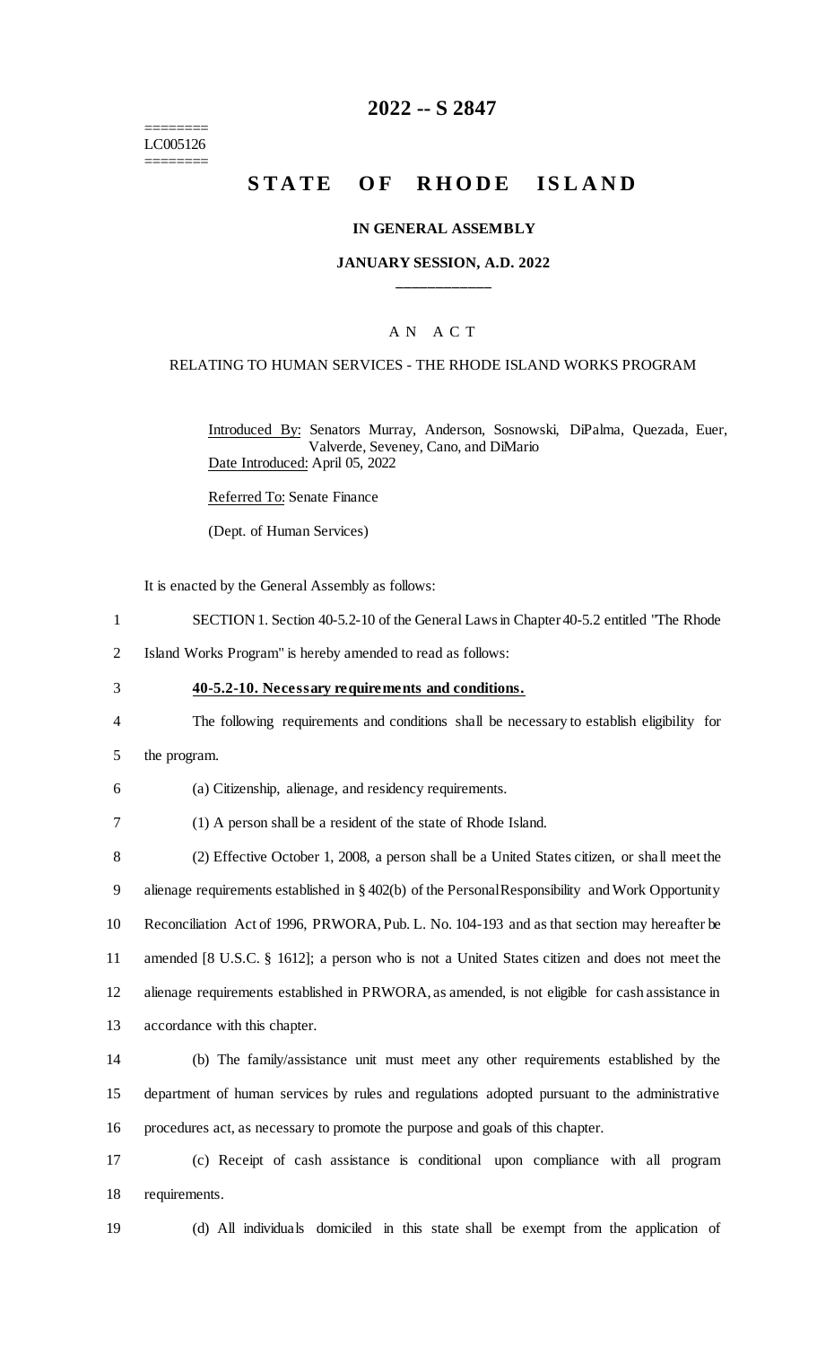========
LC005126
========

# 2022 -- S 2847

# STATE OF RHODE ISLAND

**IN GENERAL ASSEMBLY**

**JANUARY SESSION, A.D. 2022**

____________

A N A C T

RELATING TO HUMAN SERVICES - THE RHODE ISLAND WORKS PROGRAM

Introduced By: Senators Murray, Anderson, Sosnowski, DiPalma, Quezada, Euer, Valverde, Seveney, Cano, and DiMario

Date Introduced: April 05, 2022

Referred To: Senate Finance

(Dept. of Human Services)

It is enacted by the General Assembly as follows:

SECTION 1. Section 40-5.2-10 of the General Laws in Chapter 40-5.2 entitled "The Rhode Island Works Program" is hereby amended to read as follows:

**40-5.2-10. Necessary requirements and conditions.**

The following requirements and conditions shall be necessary to establish eligibility for the program.

(a) Citizenship, alienage, and residency requirements.

(1) A person shall be a resident of the state of Rhode Island.

(2) Effective October 1, 2008, a person shall be a United States citizen, or shall meet the alienage requirements established in § 402(b) of the Personal Responsibility and Work Opportunity Reconciliation Act of 1996, PRWORA, Pub. L. No. 104-193 and as that section may hereafter be amended [8 U.S.C. § 1612]; a person who is not a United States citizen and does not meet the alienage requirements established in PRWORA, as amended, is not eligible for cash assistance in accordance with this chapter.

(b) The family/assistance unit must meet any other requirements established by the department of human services by rules and regulations adopted pursuant to the administrative procedures act, as necessary to promote the purpose and goals of this chapter.

(c) Receipt of cash assistance is conditional upon compliance with all program requirements.

(d) All individuals domiciled in this state shall be exempt from the application of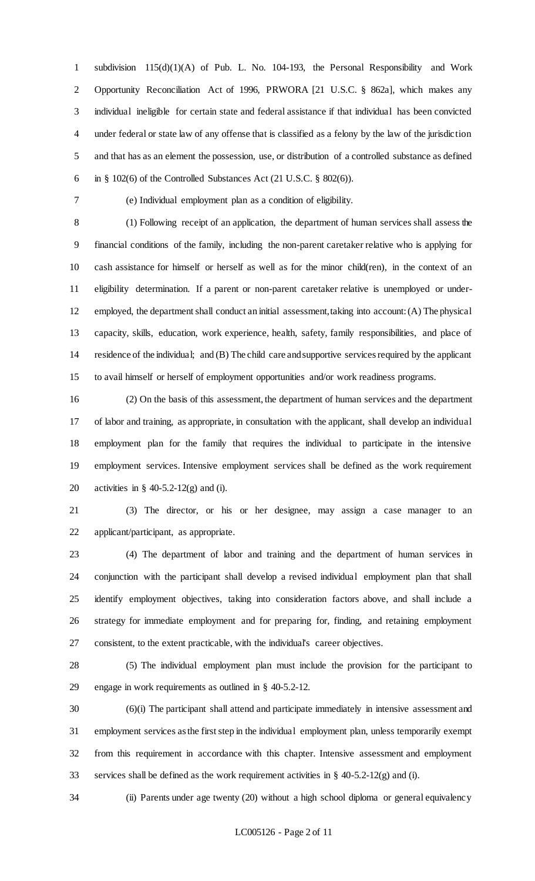subdivision 115(d)(1)(A) of Pub. L. No. 104-193, the Personal Responsibility and Work Opportunity Reconciliation Act of 1996, PRWORA [21 U.S.C. § 862a], which makes any individual ineligible for certain state and federal assistance if that individual has been convicted under federal or state law of any offense that is classified as a felony by the law of the jurisdiction and that has as an element the possession, use, or distribution of a controlled substance as defined in § 102(6) of the Controlled Substances Act (21 U.S.C. § 802(6)).

(e) Individual employment plan as a condition of eligibility.

(1) Following receipt of an application, the department of human services shall assess the financial conditions of the family, including the non-parent caretaker relative who is applying for cash assistance for himself or herself as well as for the minor child(ren), in the context of an eligibility determination. If a parent or non-parent caretaker relative is unemployed or under-employed, the department shall conduct an initial assessment, taking into account: (A) The physical capacity, skills, education, work experience, health, safety, family responsibilities, and place of residence of the individual; and (B) The child care and supportive services required by the applicant to avail himself or herself of employment opportunities and/or work readiness programs.

(2) On the basis of this assessment, the department of human services and the department of labor and training, as appropriate, in consultation with the applicant, shall develop an individual employment plan for the family that requires the individual to participate in the intensive employment services. Intensive employment services shall be defined as the work requirement activities in § 40-5.2-12(g) and (i).

(3) The director, or his or her designee, may assign a case manager to an applicant/participant, as appropriate.

(4) The department of labor and training and the department of human services in conjunction with the participant shall develop a revised individual employment plan that shall identify employment objectives, taking into consideration factors above, and shall include a strategy for immediate employment and for preparing for, finding, and retaining employment consistent, to the extent practicable, with the individual's career objectives.

(5) The individual employment plan must include the provision for the participant to engage in work requirements as outlined in § 40-5.2-12.

(6)(i) The participant shall attend and participate immediately in intensive assessment and employment services as the first step in the individual employment plan, unless temporarily exempt from this requirement in accordance with this chapter. Intensive assessment and employment services shall be defined as the work requirement activities in § 40-5.2-12(g) and (i).

(ii) Parents under age twenty (20) without a high school diploma or general equivalency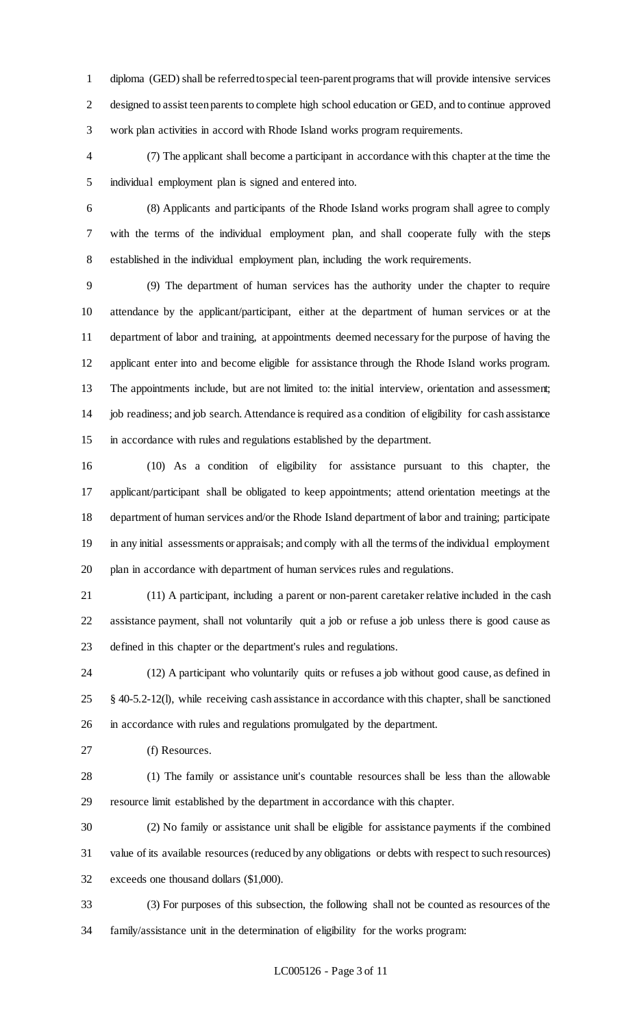diploma (GED) shall be referred to special teen-parent programs that will provide intensive services designed to assist teen parents to complete high school education or GED, and to continue approved work plan activities in accord with Rhode Island works program requirements.

(7) The applicant shall become a participant in accordance with this chapter at the time the individual employment plan is signed and entered into.

(8) Applicants and participants of the Rhode Island works program shall agree to comply with the terms of the individual employment plan, and shall cooperate fully with the steps established in the individual employment plan, including the work requirements.

(9) The department of human services has the authority under the chapter to require attendance by the applicant/participant, either at the department of human services or at the department of labor and training, at appointments deemed necessary for the purpose of having the applicant enter into and become eligible for assistance through the Rhode Island works program. The appointments include, but are not limited to: the initial interview, orientation and assessment; job readiness; and job search. Attendance is required as a condition of eligibility for cash assistance in accordance with rules and regulations established by the department.

(10) As a condition of eligibility for assistance pursuant to this chapter, the applicant/participant shall be obligated to keep appointments; attend orientation meetings at the department of human services and/or the Rhode Island department of labor and training; participate in any initial assessments or appraisals; and comply with all the terms of the individual employment plan in accordance with department of human services rules and regulations.

(11) A participant, including a parent or non-parent caretaker relative included in the cash assistance payment, shall not voluntarily quit a job or refuse a job unless there is good cause as defined in this chapter or the department's rules and regulations.

(12) A participant who voluntarily quits or refuses a job without good cause, as defined in § 40-5.2-12(l), while receiving cash assistance in accordance with this chapter, shall be sanctioned in accordance with rules and regulations promulgated by the department.

(f) Resources.

(1) The family or assistance unit's countable resources shall be less than the allowable resource limit established by the department in accordance with this chapter.

(2) No family or assistance unit shall be eligible for assistance payments if the combined value of its available resources (reduced by any obligations or debts with respect to such resources) exceeds one thousand dollars ($1,000).

(3) For purposes of this subsection, the following shall not be counted as resources of the family/assistance unit in the determination of eligibility for the works program: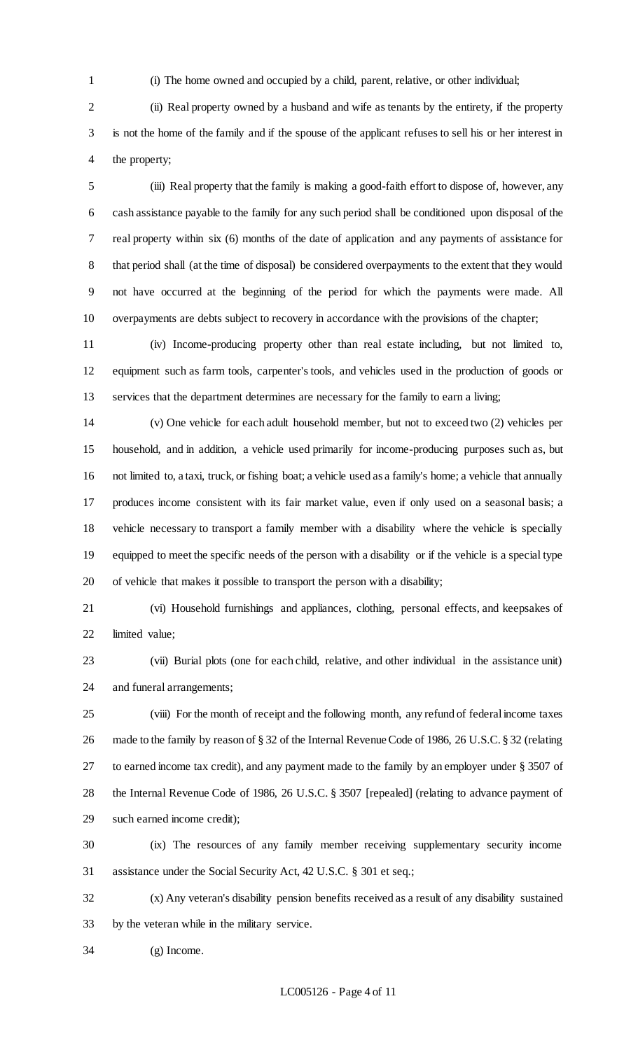(i) The home owned and occupied by a child, parent, relative, or other individual;

(ii) Real property owned by a husband and wife as tenants by the entirety, if the property is not the home of the family and if the spouse of the applicant refuses to sell his or her interest in the property;

(iii) Real property that the family is making a good-faith effort to dispose of, however, any cash assistance payable to the family for any such period shall be conditioned upon disposal of the real property within six (6) months of the date of application and any payments of assistance for that period shall (at the time of disposal) be considered overpayments to the extent that they would not have occurred at the beginning of the period for which the payments were made. All overpayments are debts subject to recovery in accordance with the provisions of the chapter;

(iv) Income-producing property other than real estate including, but not limited to, equipment such as farm tools, carpenter's tools, and vehicles used in the production of goods or services that the department determines are necessary for the family to earn a living;

(v) One vehicle for each adult household member, but not to exceed two (2) vehicles per household, and in addition, a vehicle used primarily for income-producing purposes such as, but not limited to, a taxi, truck, or fishing boat; a vehicle used as a family's home; a vehicle that annually produces income consistent with its fair market value, even if only used on a seasonal basis; a vehicle necessary to transport a family member with a disability where the vehicle is specially equipped to meet the specific needs of the person with a disability or if the vehicle is a special type of vehicle that makes it possible to transport the person with a disability;

(vi) Household furnishings and appliances, clothing, personal effects, and keepsakes of limited value;

(vii) Burial plots (one for each child, relative, and other individual in the assistance unit) and funeral arrangements;

(viii) For the month of receipt and the following month, any refund of federal income taxes made to the family by reason of § 32 of the Internal Revenue Code of 1986, 26 U.S.C. § 32 (relating to earned income tax credit), and any payment made to the family by an employer under § 3507 of the Internal Revenue Code of 1986, 26 U.S.C. § 3507 [repealed] (relating to advance payment of such earned income credit);

(ix) The resources of any family member receiving supplementary security income assistance under the Social Security Act, 42 U.S.C. § 301 et seq.;

(x) Any veteran's disability pension benefits received as a result of any disability sustained by the veteran while in the military service.

(g) Income.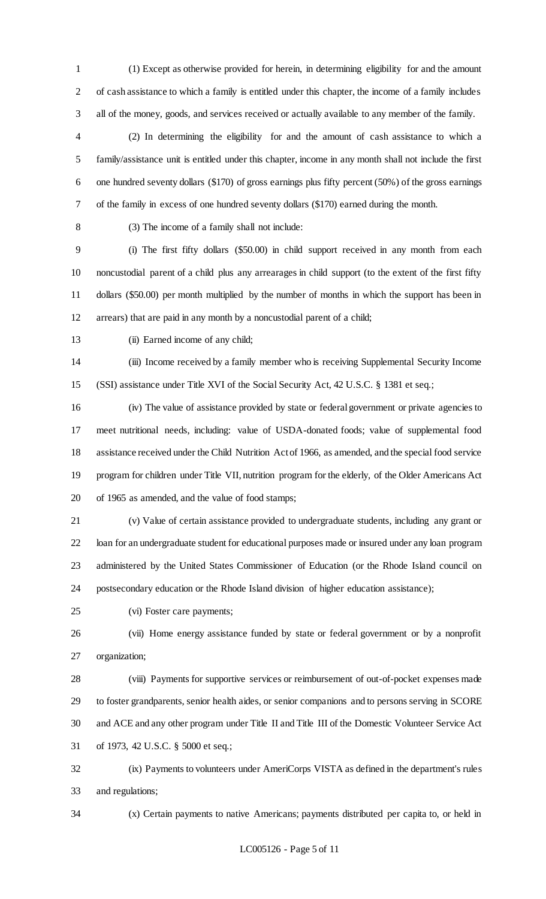(1) Except as otherwise provided for herein, in determining eligibility for and the amount of cash assistance to which a family is entitled under this chapter, the income of a family includes all of the money, goods, and services received or actually available to any member of the family.

(2) In determining the eligibility for and the amount of cash assistance to which a family/assistance unit is entitled under this chapter, income in any month shall not include the first one hundred seventy dollars ($170) of gross earnings plus fifty percent (50%) of the gross earnings of the family in excess of one hundred seventy dollars ($170) earned during the month.

(3) The income of a family shall not include:

(i) The first fifty dollars ($50.00) in child support received in any month from each noncustodial parent of a child plus any arrearages in child support (to the extent of the first fifty dollars ($50.00) per month multiplied by the number of months in which the support has been in arrears) that are paid in any month by a noncustodial parent of a child;

(ii) Earned income of any child;

(iii) Income received by a family member who is receiving Supplemental Security Income (SSI) assistance under Title XVI of the Social Security Act, 42 U.S.C. § 1381 et seq.;

(iv) The value of assistance provided by state or federal government or private agencies to meet nutritional needs, including: value of USDA-donated foods; value of supplemental food assistance received under the Child Nutrition Act of 1966, as amended, and the special food service program for children under Title VII, nutrition program for the elderly, of the Older Americans Act of 1965 as amended, and the value of food stamps;

(v) Value of certain assistance provided to undergraduate students, including any grant or loan for an undergraduate student for educational purposes made or insured under any loan program administered by the United States Commissioner of Education (or the Rhode Island council on postsecondary education or the Rhode Island division of higher education assistance);

(vi) Foster care payments;

(vii) Home energy assistance funded by state or federal government or by a nonprofit organization;

(viii) Payments for supportive services or reimbursement of out-of-pocket expenses made to foster grandparents, senior health aides, or senior companions and to persons serving in SCORE and ACE and any other program under Title II and Title III of the Domestic Volunteer Service Act of 1973, 42 U.S.C. § 5000 et seq.;

(ix) Payments to volunteers under AmeriCorps VISTA as defined in the department's rules and regulations;

(x) Certain payments to native Americans; payments distributed per capita to, or held in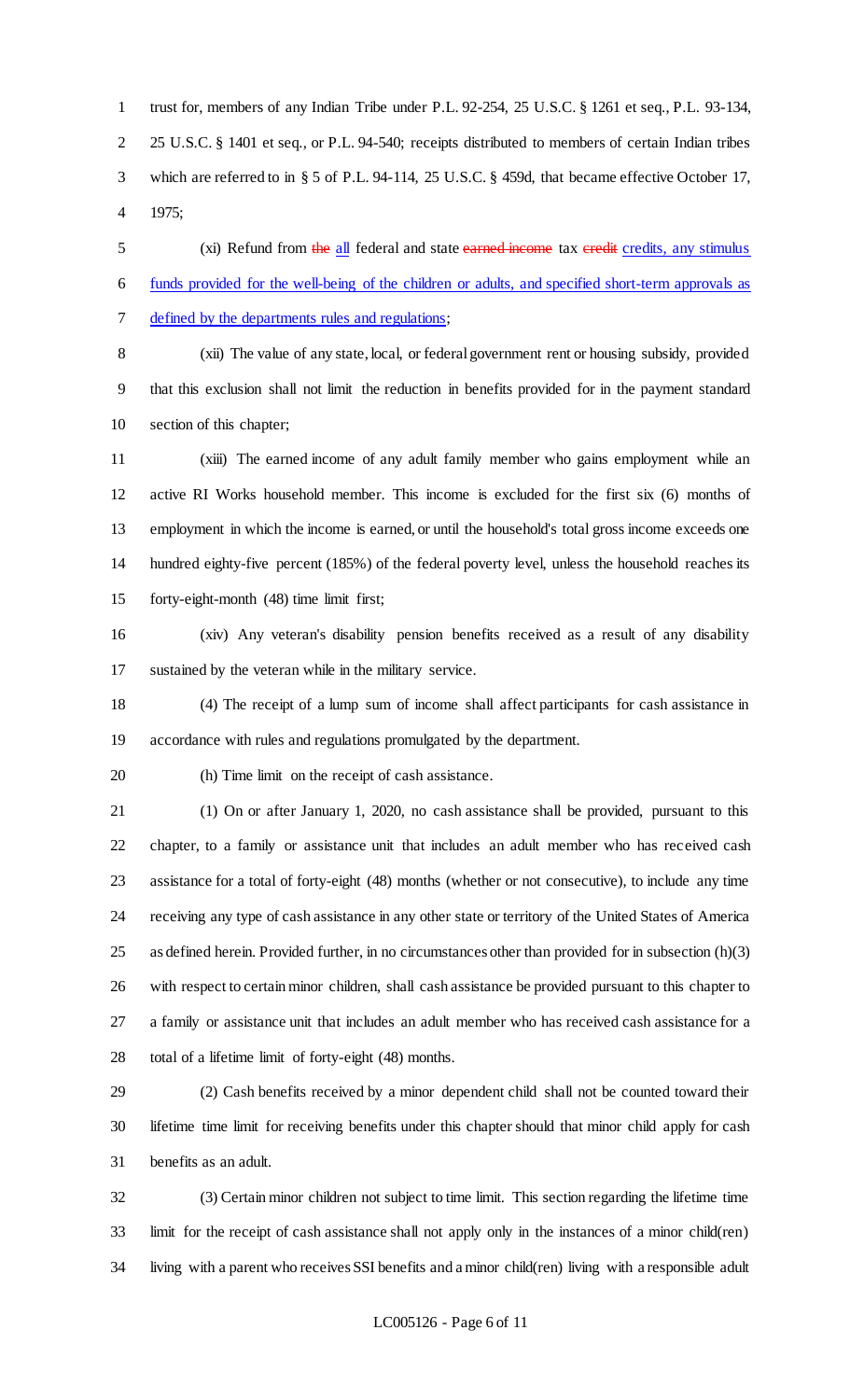trust for, members of any Indian Tribe under P.L. 92-254, 25 U.S.C. § 1261 et seq., P.L. 93-134, 25 U.S.C. § 1401 et seq., or P.L. 94-540; receipts distributed to members of certain Indian tribes which are referred to in § 5 of P.L. 94-114, 25 U.S.C. § 459d, that became effective October 17, 1975;

(xi) Refund from ~~the~~ all federal and state ~~earned income~~ tax ~~credit~~ credits, any stimulus funds provided for the well-being of the children or adults, and specified short-term approvals as defined by the departments rules and regulations;

(xii) The value of any state, local, or federal government rent or housing subsidy, provided that this exclusion shall not limit the reduction in benefits provided for in the payment standard section of this chapter;

(xiii) The earned income of any adult family member who gains employment while an active RI Works household member. This income is excluded for the first six (6) months of employment in which the income is earned, or until the household's total gross income exceeds one hundred eighty-five percent (185%) of the federal poverty level, unless the household reaches its forty-eight-month (48) time limit first;

(xiv) Any veteran's disability pension benefits received as a result of any disability sustained by the veteran while in the military service.

(4) The receipt of a lump sum of income shall affect participants for cash assistance in accordance with rules and regulations promulgated by the department.

(h) Time limit on the receipt of cash assistance.

(1) On or after January 1, 2020, no cash assistance shall be provided, pursuant to this chapter, to a family or assistance unit that includes an adult member who has received cash assistance for a total of forty-eight (48) months (whether or not consecutive), to include any time receiving any type of cash assistance in any other state or territory of the United States of America as defined herein. Provided further, in no circumstances other than provided for in subsection (h)(3) with respect to certain minor children, shall cash assistance be provided pursuant to this chapter to a family or assistance unit that includes an adult member who has received cash assistance for a total of a lifetime limit of forty-eight (48) months.

(2) Cash benefits received by a minor dependent child shall not be counted toward their lifetime time limit for receiving benefits under this chapter should that minor child apply for cash benefits as an adult.

(3) Certain minor children not subject to time limit. This section regarding the lifetime time limit for the receipt of cash assistance shall not apply only in the instances of a minor child(ren) living with a parent who receives SSI benefits and a minor child(ren) living with a responsible adult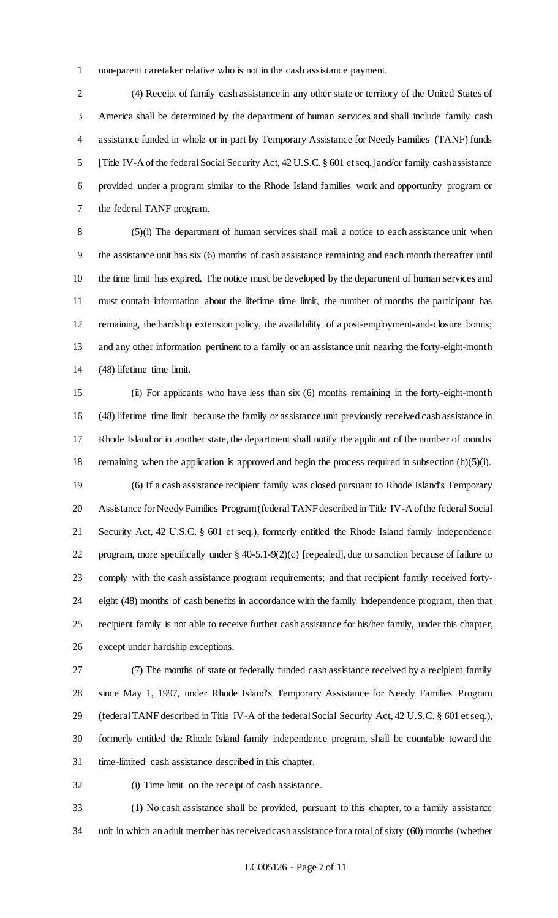non-parent caretaker relative who is not in the cash assistance payment.

(4) Receipt of family cash assistance in any other state or territory of the United States of America shall be determined by the department of human services and shall include family cash assistance funded in whole or in part by Temporary Assistance for Needy Families (TANF) funds [Title IV-A of the federal Social Security Act, 42 U.S.C. § 601 et seq.] and/or family cash assistance provided under a program similar to the Rhode Island families work and opportunity program or the federal TANF program.

(5)(i) The department of human services shall mail a notice to each assistance unit when the assistance unit has six (6) months of cash assistance remaining and each month thereafter until the time limit has expired. The notice must be developed by the department of human services and must contain information about the lifetime time limit, the number of months the participant has remaining, the hardship extension policy, the availability of a post-employment-and-closure bonus; and any other information pertinent to a family or an assistance unit nearing the forty-eight-month (48) lifetime time limit.

(ii) For applicants who have less than six (6) months remaining in the forty-eight-month (48) lifetime time limit because the family or assistance unit previously received cash assistance in Rhode Island or in another state, the department shall notify the applicant of the number of months remaining when the application is approved and begin the process required in subsection (h)(5)(i).

(6) If a cash assistance recipient family was closed pursuant to Rhode Island's Temporary Assistance for Needy Families Program (federal TANF described in Title IV-A of the federal Social Security Act, 42 U.S.C. § 601 et seq.), formerly entitled the Rhode Island family independence program, more specifically under § 40-5.1-9(2)(c) [repealed], due to sanction because of failure to comply with the cash assistance program requirements; and that recipient family received forty-eight (48) months of cash benefits in accordance with the family independence program, then that recipient family is not able to receive further cash assistance for his/her family, under this chapter, except under hardship exceptions.

(7) The months of state or federally funded cash assistance received by a recipient family since May 1, 1997, under Rhode Island's Temporary Assistance for Needy Families Program (federal TANF described in Title IV-A of the federal Social Security Act, 42 U.S.C. § 601 et seq.), formerly entitled the Rhode Island family independence program, shall be countable toward the time-limited cash assistance described in this chapter.

(i) Time limit on the receipt of cash assistance.

(1) No cash assistance shall be provided, pursuant to this chapter, to a family assistance unit in which an adult member has received cash assistance for a total of sixty (60) months (whether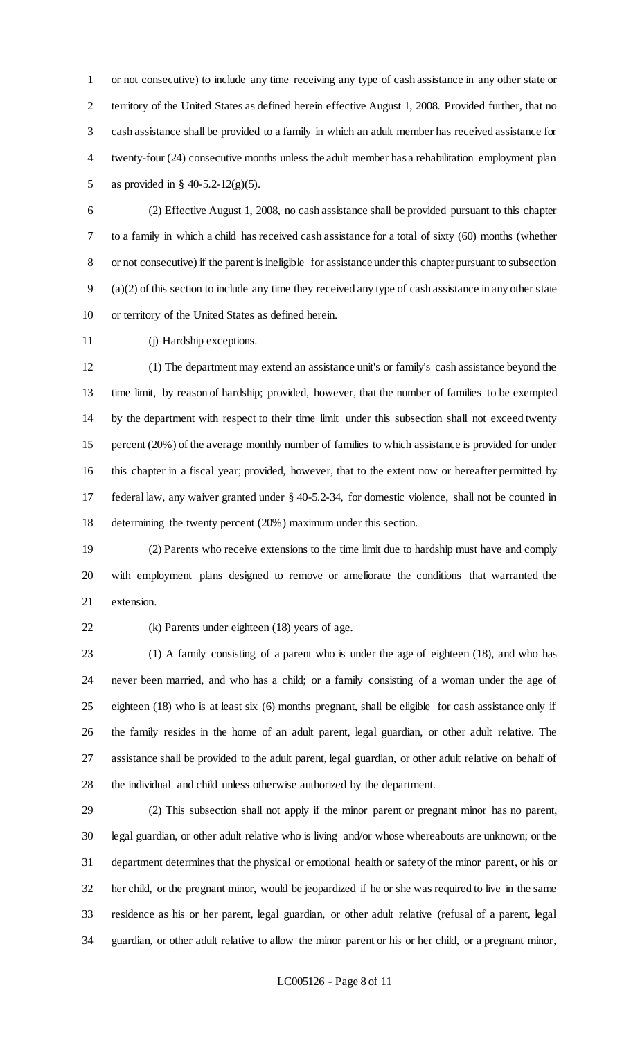or not consecutive) to include any time receiving any type of cash assistance in any other state or territory of the United States as defined herein effective August 1, 2008. Provided further, that no cash assistance shall be provided to a family in which an adult member has received assistance for twenty-four (24) consecutive months unless the adult member has a rehabilitation employment plan as provided in § 40-5.2-12(g)(5).

(2) Effective August 1, 2008, no cash assistance shall be provided pursuant to this chapter to a family in which a child has received cash assistance for a total of sixty (60) months (whether or not consecutive) if the parent is ineligible for assistance under this chapter pursuant to subsection (a)(2) of this section to include any time they received any type of cash assistance in any other state or territory of the United States as defined herein.

(j) Hardship exceptions.

(1) The department may extend an assistance unit's or family's cash assistance beyond the time limit, by reason of hardship; provided, however, that the number of families to be exempted by the department with respect to their time limit under this subsection shall not exceed twenty percent (20%) of the average monthly number of families to which assistance is provided for under this chapter in a fiscal year; provided, however, that to the extent now or hereafter permitted by federal law, any waiver granted under § 40-5.2-34, for domestic violence, shall not be counted in determining the twenty percent (20%) maximum under this section.

(2) Parents who receive extensions to the time limit due to hardship must have and comply with employment plans designed to remove or ameliorate the conditions that warranted the extension.

(k) Parents under eighteen (18) years of age.

(1) A family consisting of a parent who is under the age of eighteen (18), and who has never been married, and who has a child; or a family consisting of a woman under the age of eighteen (18) who is at least six (6) months pregnant, shall be eligible for cash assistance only if the family resides in the home of an adult parent, legal guardian, or other adult relative. The assistance shall be provided to the adult parent, legal guardian, or other adult relative on behalf of the individual and child unless otherwise authorized by the department.

(2) This subsection shall not apply if the minor parent or pregnant minor has no parent, legal guardian, or other adult relative who is living and/or whose whereabouts are unknown; or the department determines that the physical or emotional health or safety of the minor parent, or his or her child, or the pregnant minor, would be jeopardized if he or she was required to live in the same residence as his or her parent, legal guardian, or other adult relative (refusal of a parent, legal guardian, or other adult relative to allow the minor parent or his or her child, or a pregnant minor,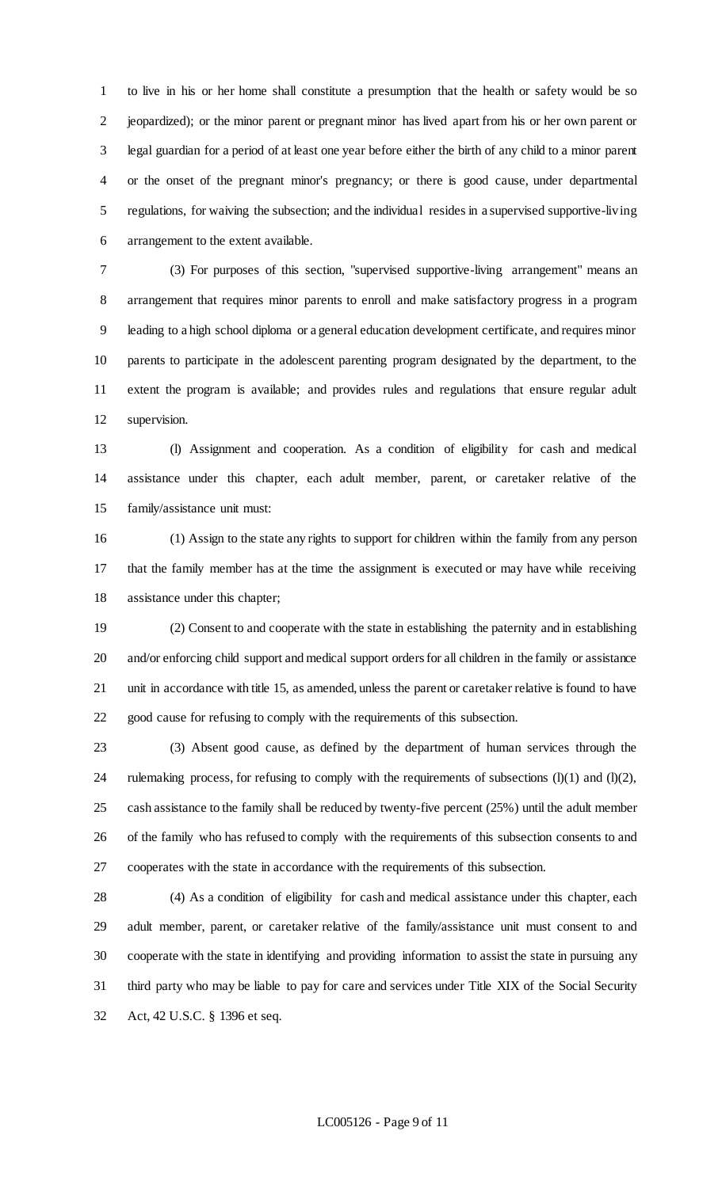to live in his or her home shall constitute a presumption that the health or safety would be so jeopardized); or the minor parent or pregnant minor has lived apart from his or her own parent or legal guardian for a period of at least one year before either the birth of any child to a minor parent or the onset of the pregnant minor's pregnancy; or there is good cause, under departmental regulations, for waiving the subsection; and the individual resides in a supervised supportive-living arrangement to the extent available.

(3) For purposes of this section, "supervised supportive-living arrangement" means an arrangement that requires minor parents to enroll and make satisfactory progress in a program leading to a high school diploma or a general education development certificate, and requires minor parents to participate in the adolescent parenting program designated by the department, to the extent the program is available; and provides rules and regulations that ensure regular adult supervision.

(l) Assignment and cooperation. As a condition of eligibility for cash and medical assistance under this chapter, each adult member, parent, or caretaker relative of the family/assistance unit must:

(1) Assign to the state any rights to support for children within the family from any person that the family member has at the time the assignment is executed or may have while receiving assistance under this chapter;

(2) Consent to and cooperate with the state in establishing the paternity and in establishing and/or enforcing child support and medical support orders for all children in the family or assistance unit in accordance with title 15, as amended, unless the parent or caretaker relative is found to have good cause for refusing to comply with the requirements of this subsection.

(3) Absent good cause, as defined by the department of human services through the rulemaking process, for refusing to comply with the requirements of subsections (l)(1) and (l)(2), cash assistance to the family shall be reduced by twenty-five percent (25%) until the adult member of the family who has refused to comply with the requirements of this subsection consents to and cooperates with the state in accordance with the requirements of this subsection.

(4) As a condition of eligibility for cash and medical assistance under this chapter, each adult member, parent, or caretaker relative of the family/assistance unit must consent to and cooperate with the state in identifying and providing information to assist the state in pursuing any third party who may be liable to pay for care and services under Title XIX of the Social Security Act, 42 U.S.C. § 1396 et seq.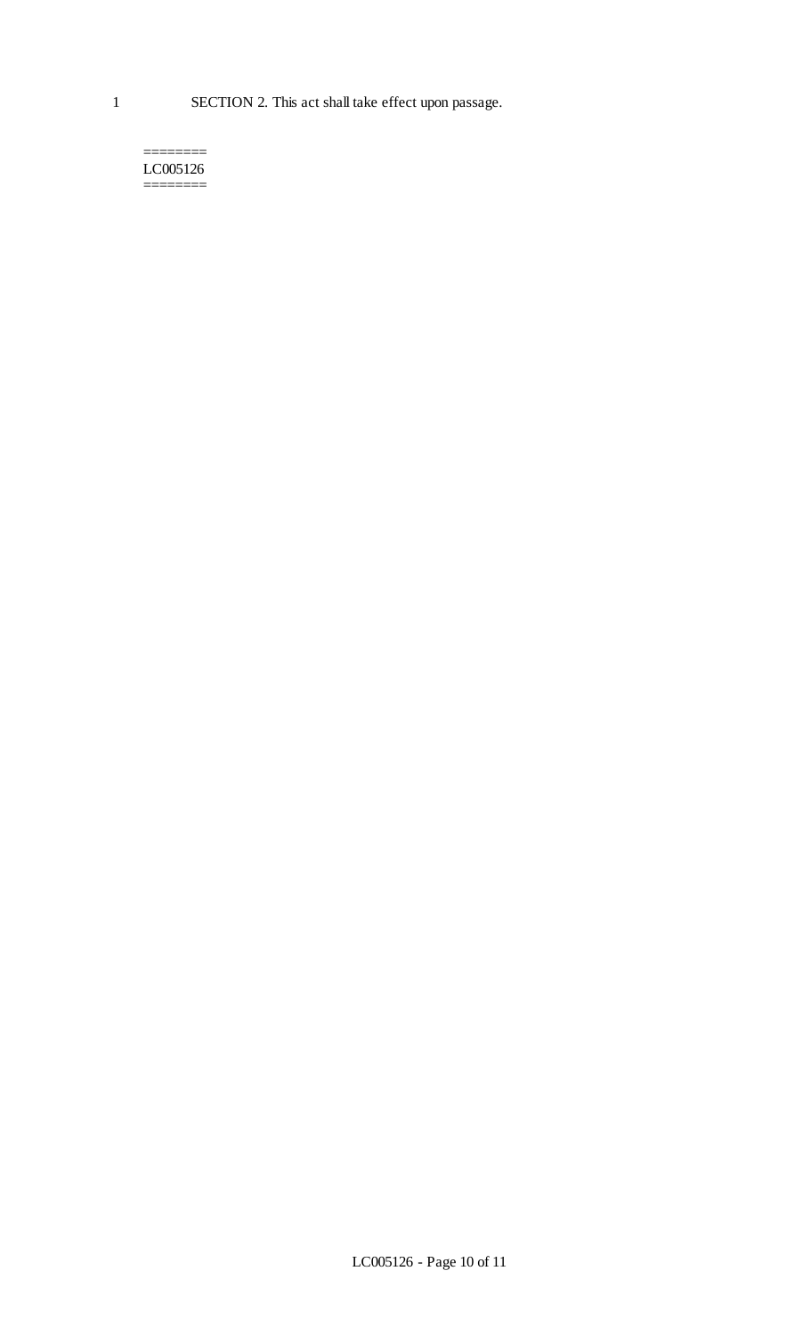1 SECTION 2. This act shall take effect upon passage.

========
LC005126
========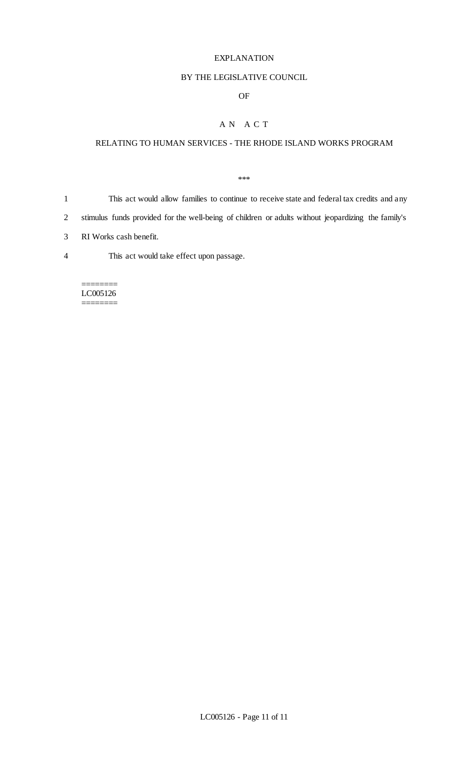EXPLANATION

BY THE LEGISLATIVE COUNCIL

OF

A N A C T

RELATING TO HUMAN SERVICES - THE RHODE ISLAND WORKS PROGRAM

\*\*\*

1 This act would allow families to continue to receive state and federal tax credits and any
2 stimulus funds provided for the well-being of children or adults without jeopardizing the family's
3 RI Works cash benefit.
4 This act would take effect upon passage.

========
LC005126
========